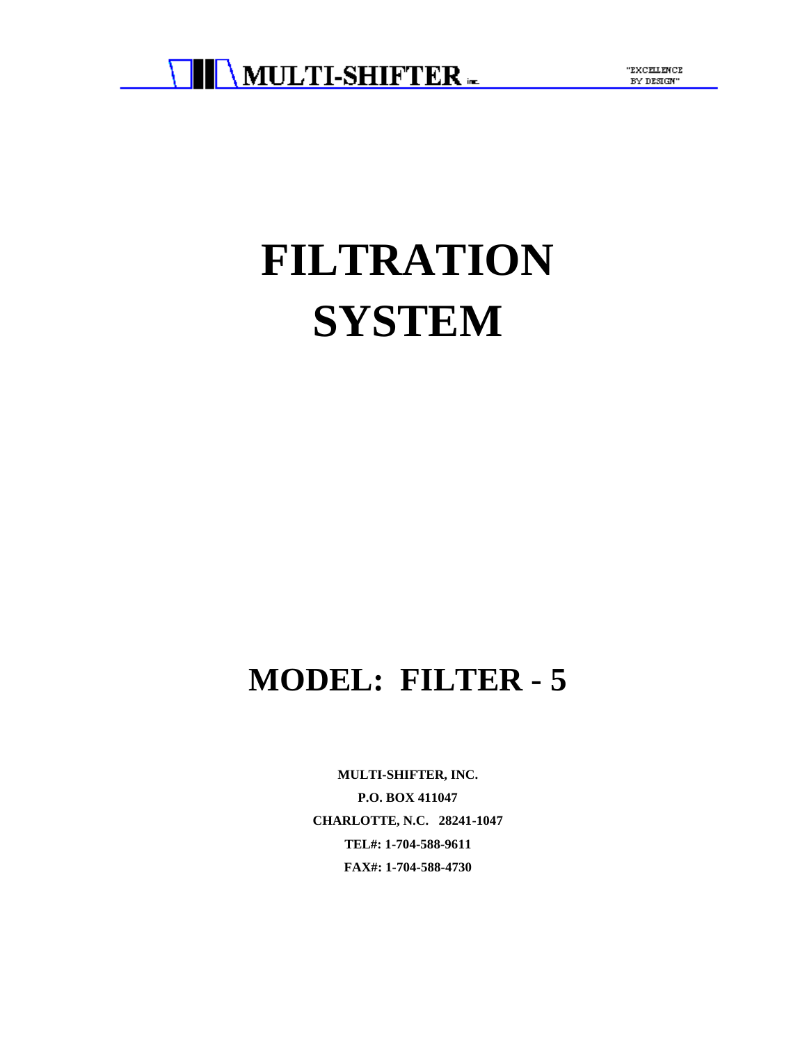MULTI-SHIFTER inc.

"EXCELLENCE BY DESIGN"

# FILTRATION SYSTEM

## MODEL: FILTER - 5

**MULTI-SHIFTER, INC.**

**P.O. BOX 411047**

**CHARLOTTE, N.C. 28241-1047**

**TEL#: 1-704-588-9611**

**FAX#: 1-704-588-4730**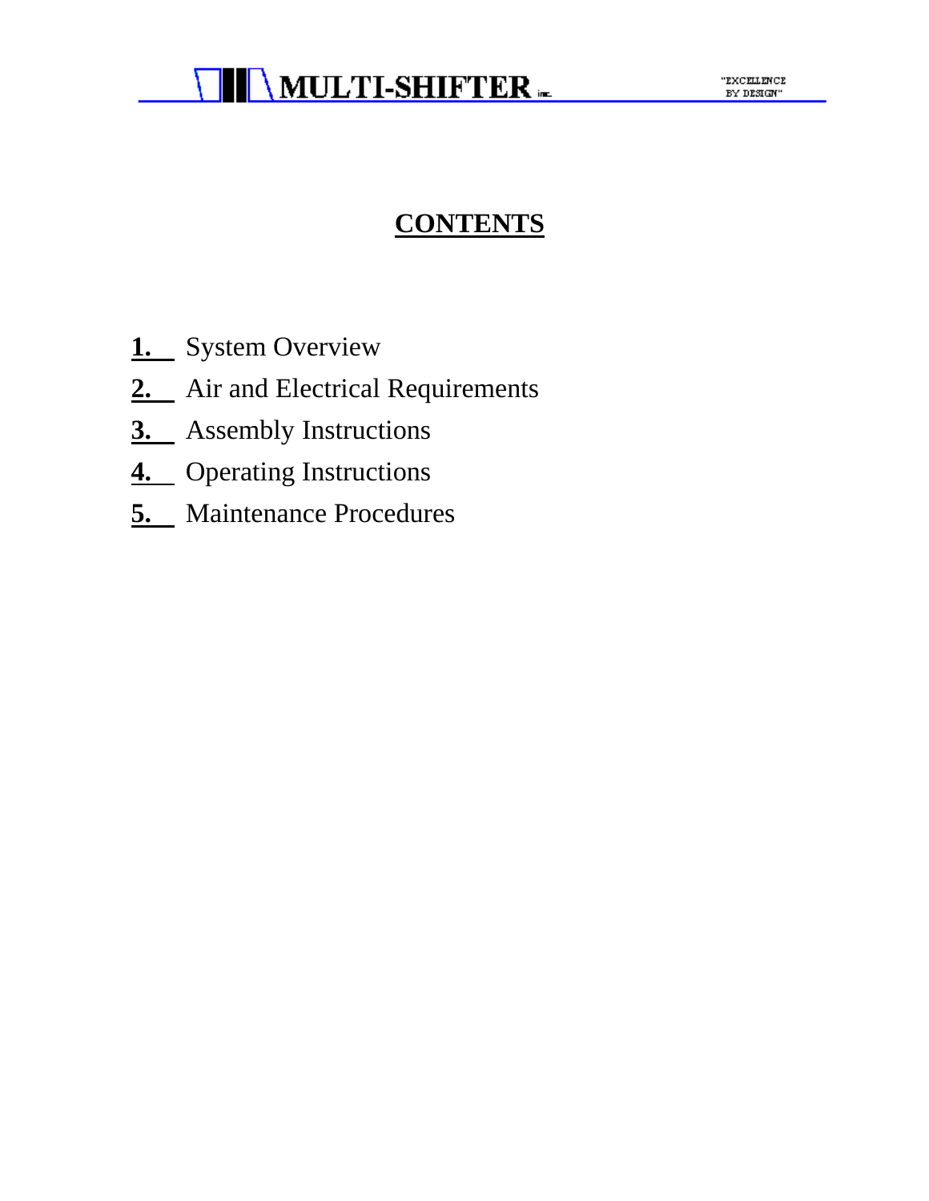# CONTENTS

1. System Overview
2. Air and Electrical Requirements
3. Assembly Instructions
4. Operating Instructions
5. Maintenance Procedures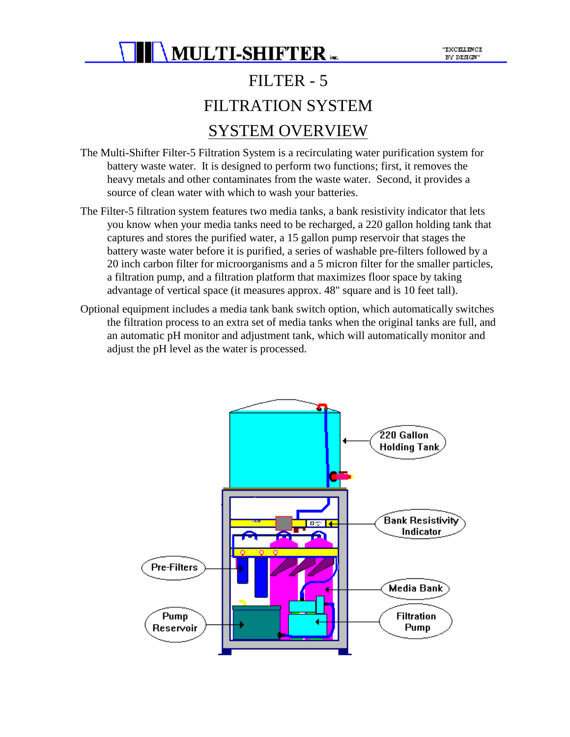# FILTER - 5

# FILTRATION SYSTEM

## SYSTEM OVERVIEW

The Multi-Shifter Filter-5 Filtration System is a recirculating water purification system for battery waste water. It is designed to perform two functions; first, it removes the heavy metals and other contaminates from the waste water. Second, it provides a source of clean water with which to wash your batteries.

The Filter-5 filtration system features two media tanks, a bank resistivity indicator that lets you know when your media tanks need to be recharged, a 220 gallon holding tank that captures and stores the purified water, a 15 gallon pump reservoir that stages the battery waste water before it is purified, a series of washable pre-filters followed by a 20 inch carbon filter for microorganisms and a 5 micron filter for the smaller particles, a filtration pump, and a filtration platform that maximizes floor space by taking advantage of vertical space (it measures approx. 48" square and is 10 feet tall).

Optional equipment includes a media tank bank switch option, which automatically switches the filtration process to an extra set of media tanks when the original tanks are full, and an automatic pH monitor and adjustment tank, which will automatically monitor and adjust the pH level as the water is processed.

220 Gallon Holding Tank

Bank Resistivity Indicator

Pre-Filters

Media Bank

Pump Reservoir

Filtration Pump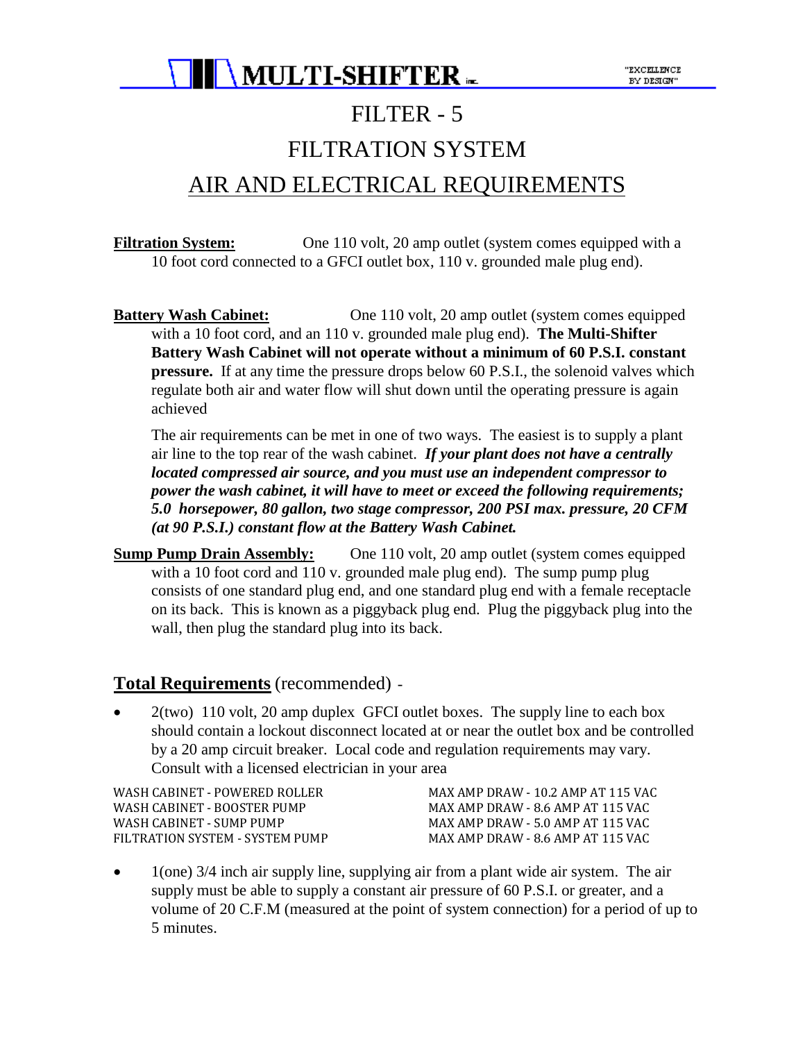# FILTER - 5

# FILTRATION SYSTEM

## AIR AND ELECTRICAL REQUIREMENTS

**Filtration System:** One 110 volt, 20 amp outlet (system comes equipped with a 10 foot cord connected to a GFCI outlet box, 110 v. grounded male plug end).

**Battery Wash Cabinet:** One 110 volt, 20 amp outlet (system comes equipped with a 10 foot cord, and an 110 v. grounded male plug end). **The Multi-Shifter Battery Wash Cabinet will not operate without a minimum of 60 P.S.I. constant pressure.** If at any time the pressure drops below 60 P.S.I., the solenoid valves which regulate both air and water flow will shut down until the operating pressure is again achieved

The air requirements can be met in one of two ways. The easiest is to supply a plant air line to the top rear of the wash cabinet. ***If your plant does not have a centrally located compressed air source, and you must use an independent compressor to power the wash cabinet, it will have to meet or exceed the following requirements; 5.0 horsepower, 80 gallon, two stage compressor, 200 PSI max. pressure, 20 CFM (at 90 P.S.I.) constant flow at the Battery Wash Cabinet.***

**Sump Pump Drain Assembly:** One 110 volt, 20 amp outlet (system comes equipped with a 10 foot cord and 110 v. grounded male plug end). The sump pump plug consists of one standard plug end, and one standard plug end with a female receptacle on its back. This is known as a piggyback plug end. Plug the piggyback plug into the wall, then plug the standard plug into its back.

### **Total Requirements** (recommended) -

- 2(two) 110 volt, 20 amp duplex GFCI outlet boxes. The supply line to each box should contain a lockout disconnect located at or near the outlet box and be controlled by a 20 amp circuit breaker. Local code and regulation requirements may vary. Consult with a licensed electrician in your area

| | |
|---|---|
| WASH CABINET - POWERED ROLLER | MAX AMP DRAW - 10.2 AMP AT 115 VAC |
| WASH CABINET - BOOSTER PUMP | MAX AMP DRAW - 8.6 AMP AT 115 VAC |
| WASH CABINET - SUMP PUMP | MAX AMP DRAW - 5.0 AMP AT 115 VAC |
| FILTRATION SYSTEM - SYSTEM PUMP | MAX AMP DRAW - 8.6 AMP AT 115 VAC |

- 1(one) 3/4 inch air supply line, supplying air from a plant wide air system. The air supply must be able to supply a constant air pressure of 60 P.S.I. or greater, and a volume of 20 C.F.M (measured at the point of system connection) for a period of up to 5 minutes.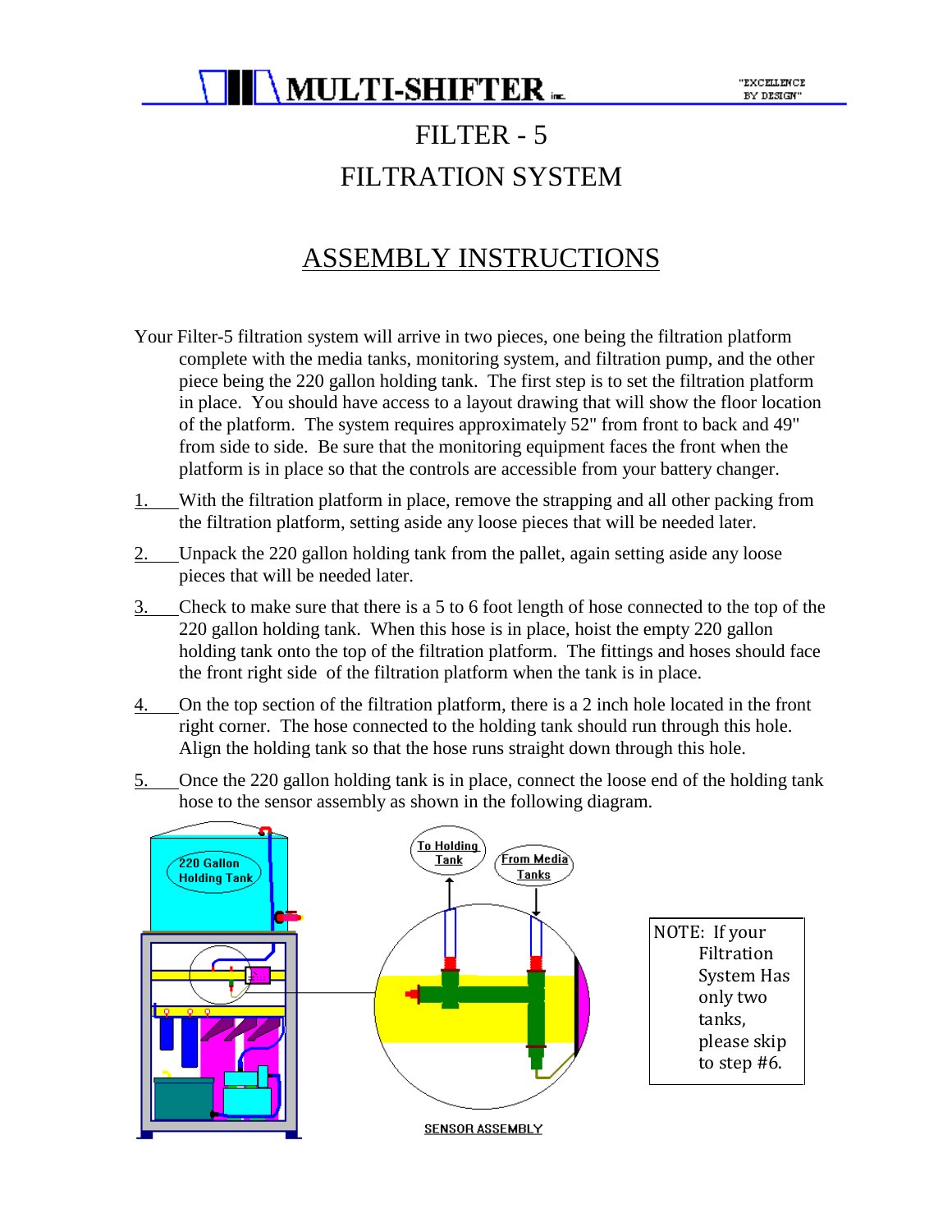# FILTER - 5

# FILTRATION SYSTEM

## ASSEMBLY INSTRUCTIONS

Your Filter-5 filtration system will arrive in two pieces, one being the filtration platform complete with the media tanks, monitoring system, and filtration pump, and the other piece being the 220 gallon holding tank. The first step is to set the filtration platform in place. You should have access to a layout drawing that will show the floor location of the platform. The system requires approximately 52" from front to back and 49" from side to side. Be sure that the monitoring equipment faces the front when the platform is in place so that the controls are accessible from your battery changer.

1. With the filtration platform in place, remove the strapping and all other packing from the filtration platform, setting aside any loose pieces that will be needed later.

2. Unpack the 220 gallon holding tank from the pallet, again setting aside any loose pieces that will be needed later.

3. Check to make sure that there is a 5 to 6 foot length of hose connected to the top of the 220 gallon holding tank. When this hose is in place, hoist the empty 220 gallon holding tank onto the top of the filtration platform. The fittings and hoses should face the front right side of the filtration platform when the tank is in place.

4. On the top section of the filtration platform, there is a 2 inch hole located in the front right corner. The hose connected to the holding tank should run through this hole. Align the holding tank so that the hose runs straight down through this hole.

5. Once the 220 gallon holding tank is in place, connect the loose end of the holding tank hose to the sensor assembly as shown in the following diagram.

220 Gallon Holding Tank

To Holding Tank

From Media Tanks

SENSOR ASSEMBLY

NOTE: If your Filtration System Has only two tanks, please skip to step #6.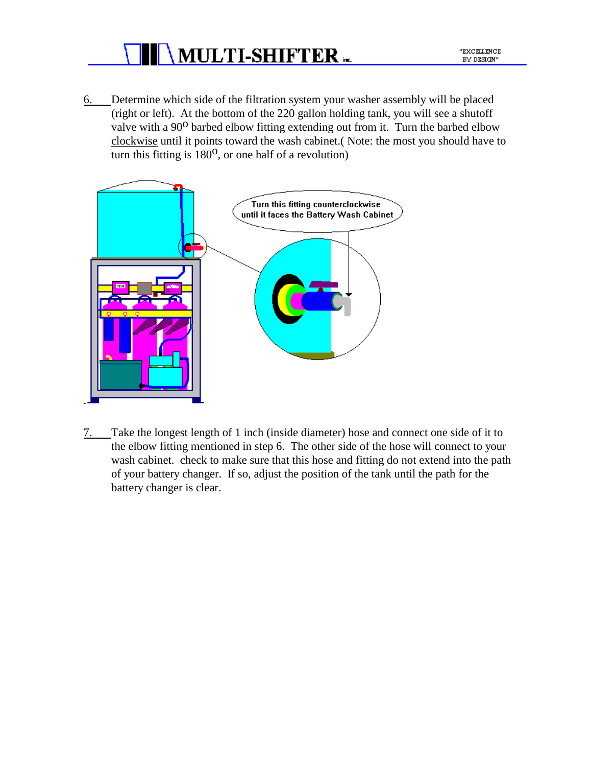6. Determine which side of the filtration system your washer assembly will be placed (right or left). At the bottom of the 220 gallon holding tank, you will see a shutoff valve with a 90° barbed elbow fitting extending out from it. Turn the barbed elbow clockwise until it points toward the wash cabinet.( Note: the most you should have to turn this fitting is 180°, or one half of a revolution)

Turn this fitting counterclockwise until it faces the Battery Wash Cabinet

7. Take the longest length of 1 inch (inside diameter) hose and connect one side of it to the elbow fitting mentioned in step 6. The other side of the hose will connect to your wash cabinet. check to make sure that this hose and fitting do not extend into the path of your battery changer. If so, adjust the position of the tank until the path for the battery changer is clear.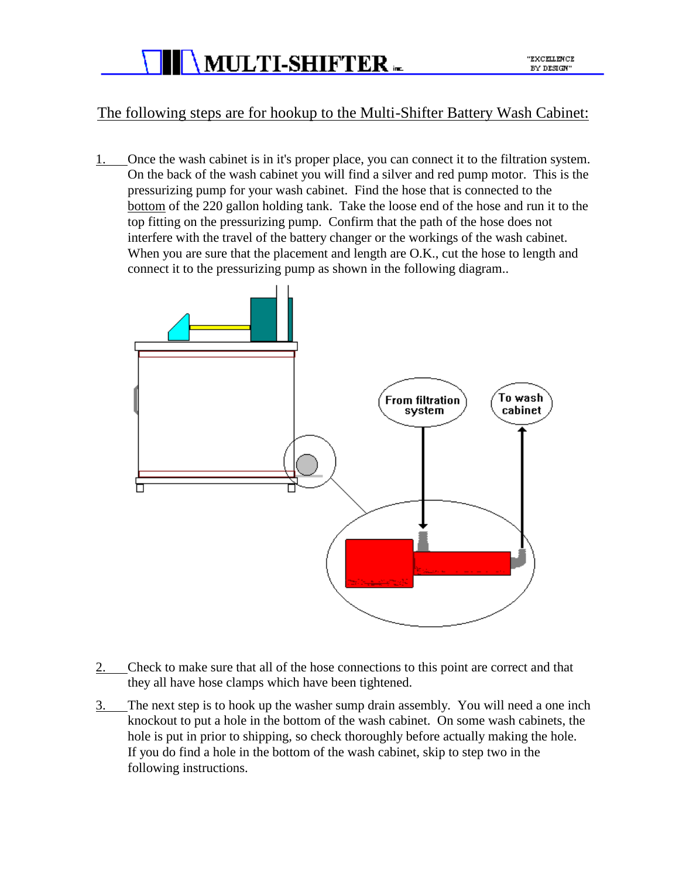The following steps are for hookup to the Multi-Shifter Battery Wash Cabinet:

1. Once the wash cabinet is in it's proper place, you can connect it to the filtration system. On the back of the wash cabinet you will find a silver and red pump motor. This is the pressurizing pump for your wash cabinet. Find the hose that is connected to the bottom of the 220 gallon holding tank. Take the loose end of the hose and run it to the top fitting on the pressurizing pump. Confirm that the path of the hose does not interfere with the travel of the battery changer or the workings of the wash cabinet. When you are sure that the placement and length are O.K., cut the hose to length and connect it to the pressurizing pump as shown in the following diagram..

From filtration system

To wash cabinet

2. Check to make sure that all of the hose connections to this point are correct and that they all have hose clamps which have been tightened.

3. The next step is to hook up the washer sump drain assembly. You will need a one inch knockout to put a hole in the bottom of the wash cabinet. On some wash cabinets, the hole is put in prior to shipping, so check thoroughly before actually making the hole. If you do find a hole in the bottom of the wash cabinet, skip to step two in the following instructions.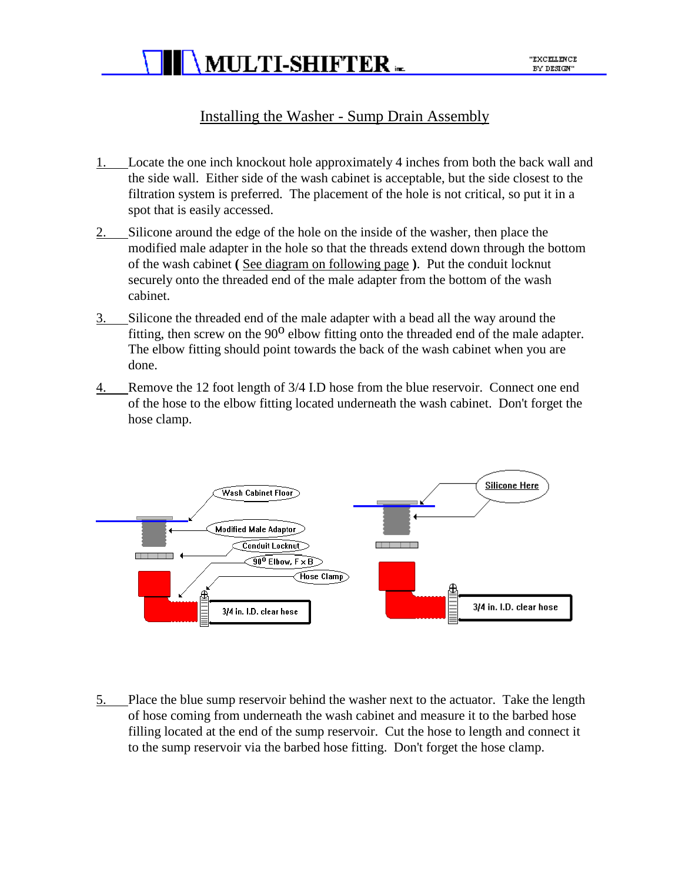# Installing the Washer - Sump Drain Assembly

1. Locate the one inch knockout hole approximately 4 inches from both the back wall and the side wall. Either side of the wash cabinet is acceptable, but the side closest to the filtration system is preferred. The placement of the hole is not critical, so put it in a spot that is easily accessed.

2. Silicone around the edge of the hole on the inside of the washer, then place the modified male adapter in the hole so that the threads extend down through the bottom of the wash cabinet **(** See diagram on following page **)**. Put the conduit locknut securely onto the threaded end of the male adapter from the bottom of the wash cabinet.

3. Silicone the threaded end of the male adapter with a bead all the way around the fitting, then screw on the $90^{O}$ elbow fitting onto the threaded end of the male adapter. The elbow fitting should point towards the back of the wash cabinet when you are done.

4. Remove the 12 foot length of 3/4 I.D hose from the blue reservoir. Connect one end of the hose to the elbow fitting located underneath the wash cabinet. Don't forget the hose clamp.

Wash Cabinet Floor

Modified Male Adaptor

Conduit Locknut

$90^{O}$ Elbow, F x B

Hose Clamp

3/4 in. I.D. clear hose

Silicone Here

3/4 in. I.D. clear hose

5. Place the blue sump reservoir behind the washer next to the actuator. Take the length of hose coming from underneath the wash cabinet and measure it to the barbed hose filling located at the end of the sump reservoir. Cut the hose to length and connect it to the sump reservoir via the barbed hose fitting. Don't forget the hose clamp.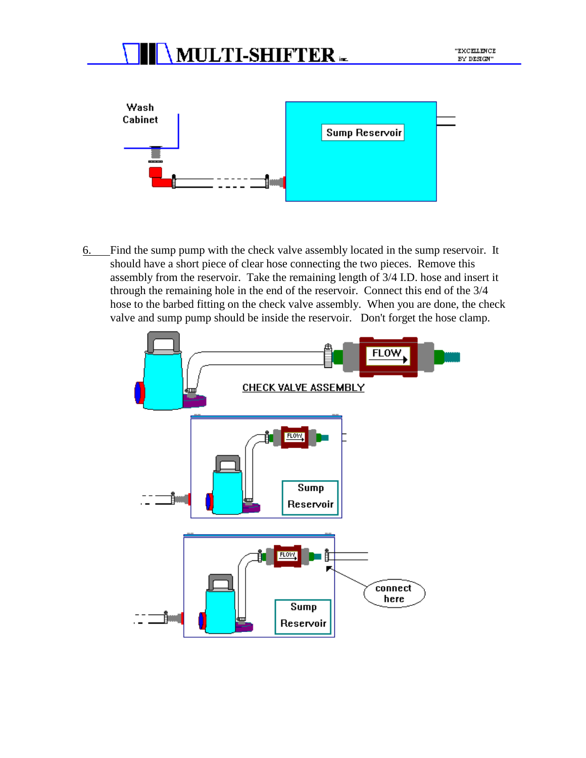6. Find the sump pump with the check valve assembly located in the sump reservoir. It should have a short piece of clear hose connecting the two pieces. Remove this assembly from the reservoir. Take the remaining length of 3/4 I.D. hose and insert it through the remaining hole in the end of the reservoir. Connect this end of the 3/4 hose to the barbed fitting on the check valve assembly. When you are done, the check valve and sump pump should be inside the reservoir. Don't forget the hose clamp.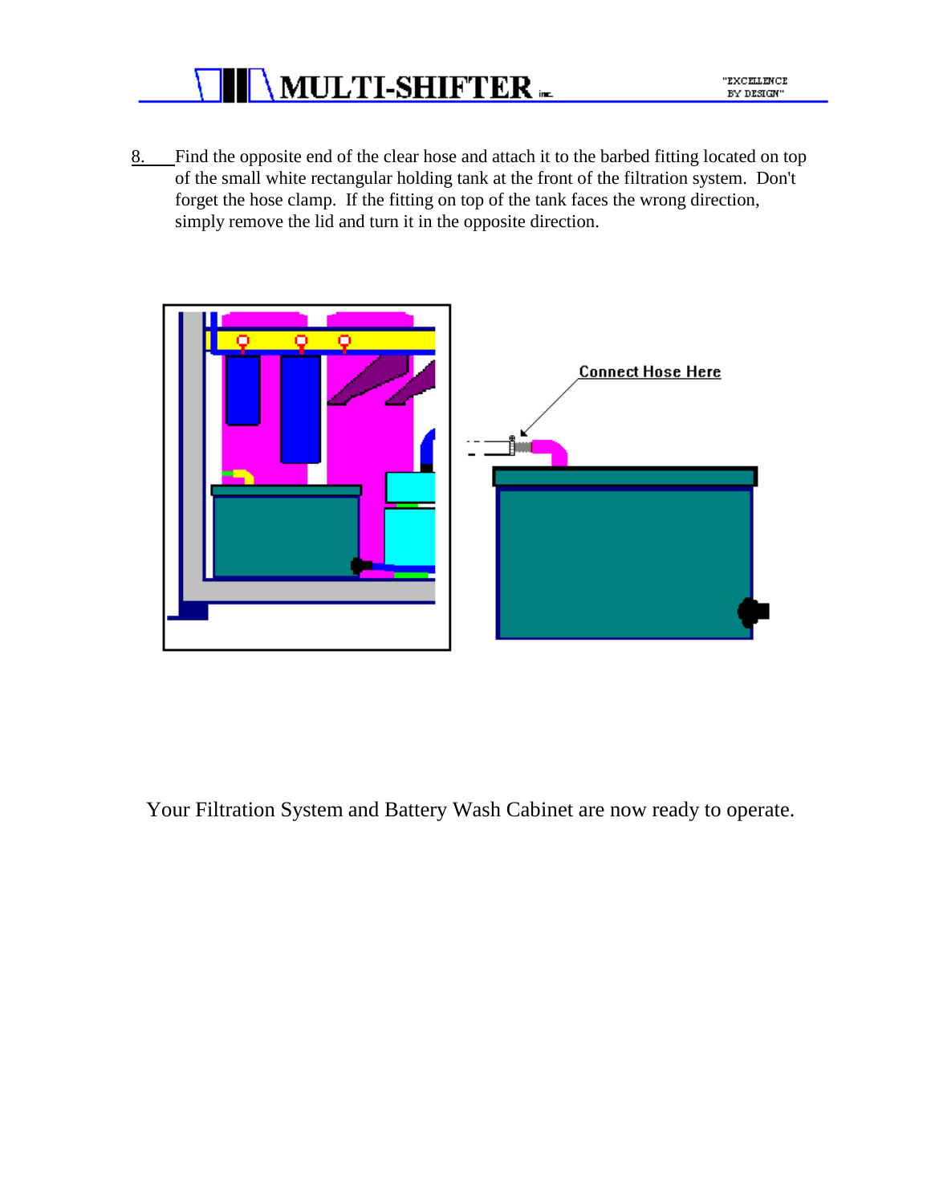8. Find the opposite end of the clear hose and attach it to the barbed fitting located on top of the small white rectangular holding tank at the front of the filtration system. Don't forget the hose clamp. If the fitting on top of the tank faces the wrong direction, simply remove the lid and turn it in the opposite direction.

Connect Hose Here

Your Filtration System and Battery Wash Cabinet are now ready to operate.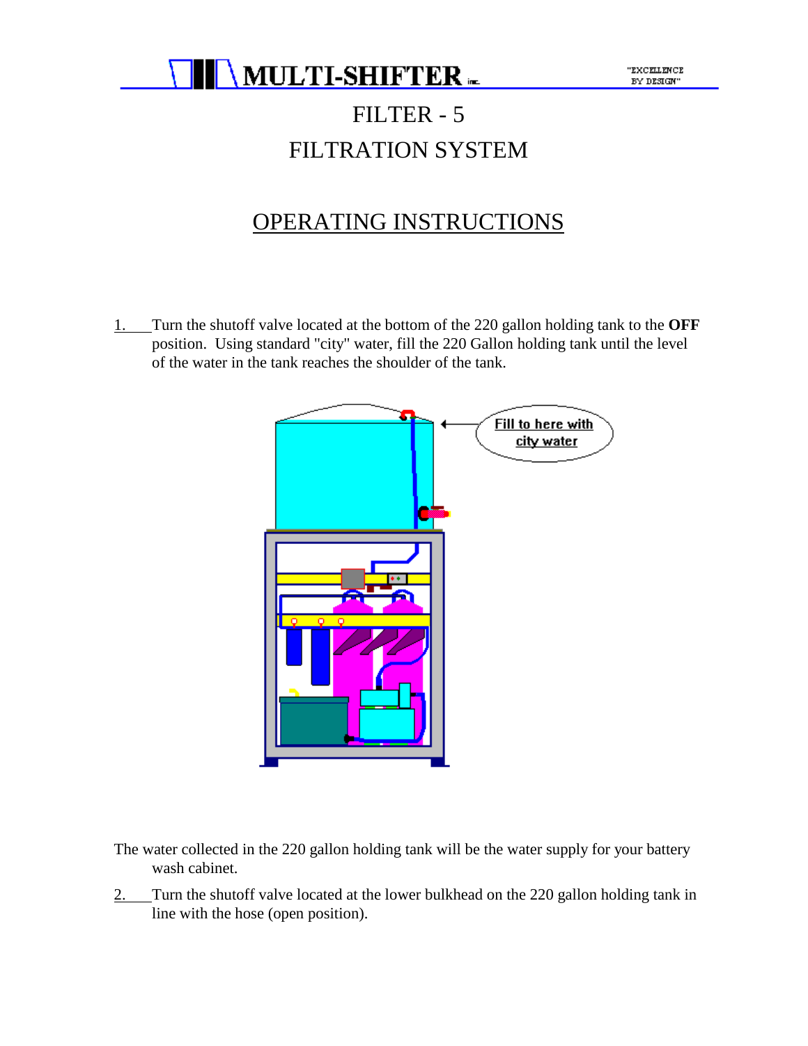# FILTER - 5

# FILTRATION SYSTEM

## OPERATING INSTRUCTIONS

1. Turn the shutoff valve located at the bottom of the 220 gallon holding tank to the **OFF** position. Using standard "city" water, fill the 220 Gallon holding tank until the level of the water in the tank reaches the shoulder of the tank.

Fill to here with city water

The water collected in the 220 gallon holding tank will be the water supply for your battery wash cabinet.

2. Turn the shutoff valve located at the lower bulkhead on the 220 gallon holding tank in line with the hose (open position).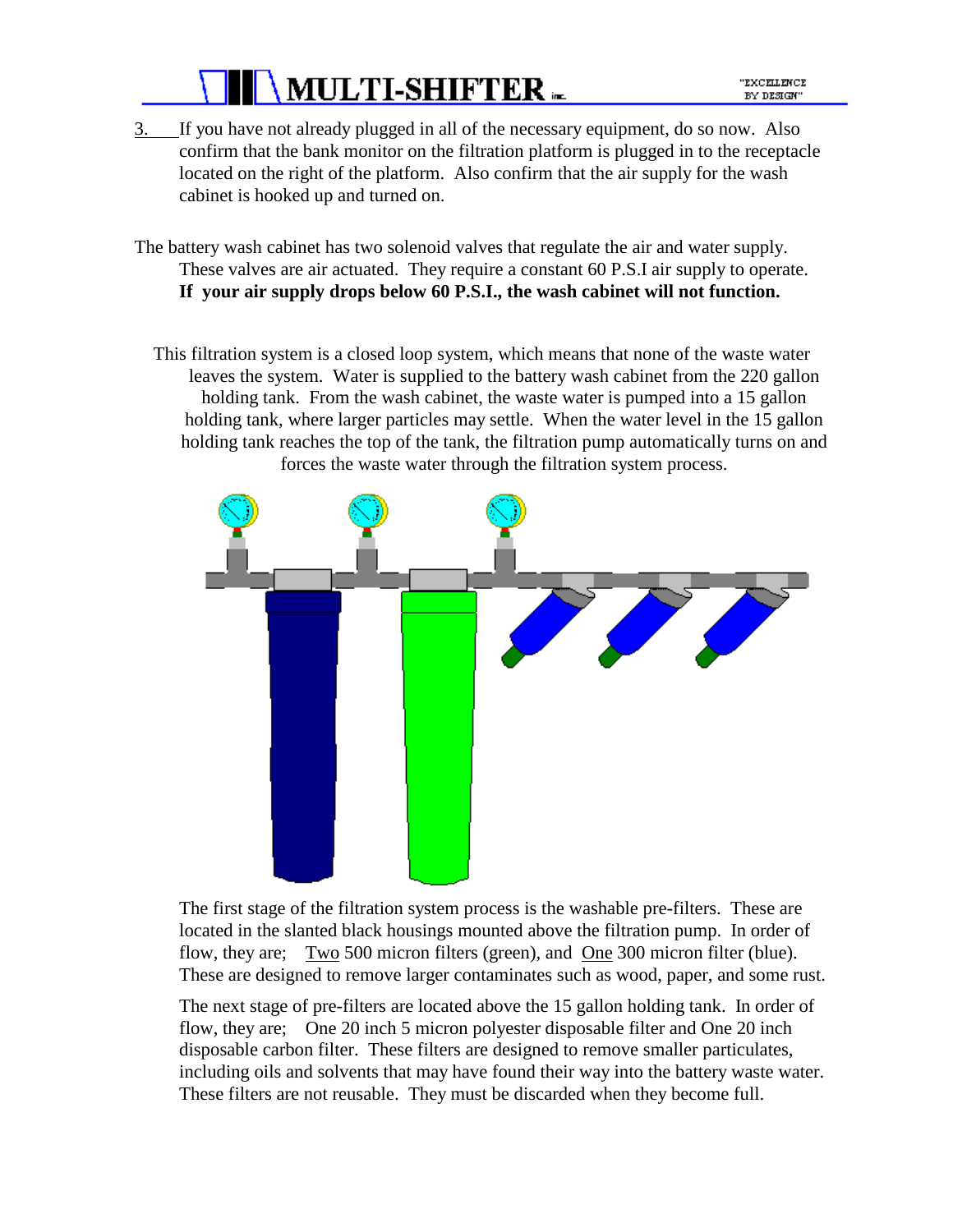3. If you have not already plugged in all of the necessary equipment, do so now. Also confirm that the bank monitor on the filtration platform is plugged in to the receptacle located on the right of the platform. Also confirm that the air supply for the wash cabinet is hooked up and turned on.

The battery wash cabinet has two solenoid valves that regulate the air and water supply. These valves are air actuated. They require a constant 60 P.S.I air supply to operate. **If your air supply drops below 60 P.S.I., the wash cabinet will not function.**

This filtration system is a closed loop system, which means that none of the waste water leaves the system. Water is supplied to the battery wash cabinet from the 220 gallon holding tank. From the wash cabinet, the waste water is pumped into a 15 gallon holding tank, where larger particles may settle. When the water level in the 15 gallon holding tank reaches the top of the tank, the filtration pump automatically turns on and forces the waste water through the filtration system process.

The first stage of the filtration system process is the washable pre-filters. These are located in the slanted black housings mounted above the filtration pump. In order of flow, they are; Two 500 micron filters (green), and One 300 micron filter (blue). These are designed to remove larger contaminates such as wood, paper, and some rust.

The next stage of pre-filters are located above the 15 gallon holding tank. In order of flow, they are; One 20 inch 5 micron polyester disposable filter and One 20 inch disposable carbon filter. These filters are designed to remove smaller particulates, including oils and solvents that may have found their way into the battery waste water. These filters are not reusable. They must be discarded when they become full.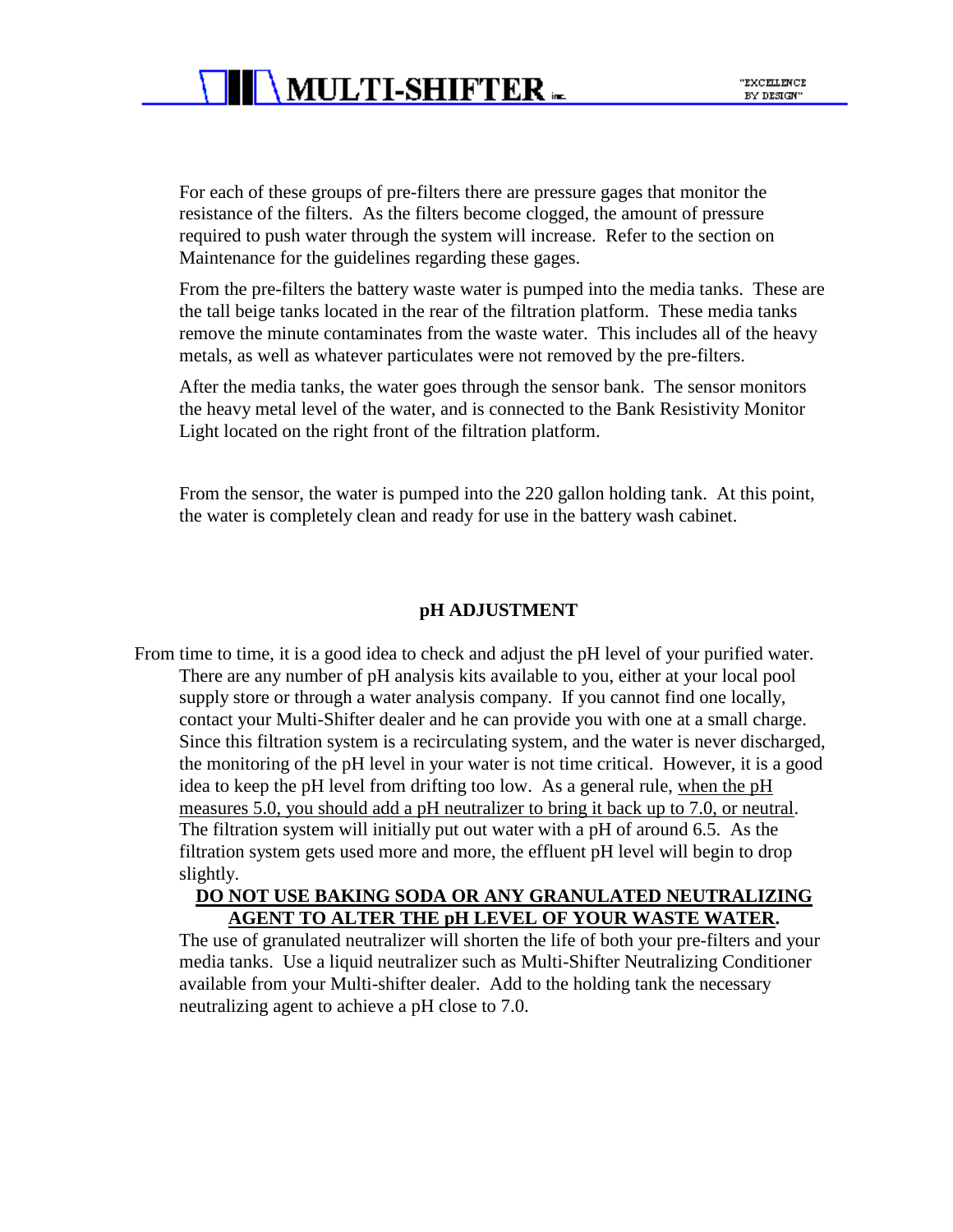For each of these groups of pre-filters there are pressure gages that monitor the resistance of the filters. As the filters become clogged, the amount of pressure required to push water through the system will increase. Refer to the section on Maintenance for the guidelines regarding these gages.

From the pre-filters the battery waste water is pumped into the media tanks. These are the tall beige tanks located in the rear of the filtration platform. These media tanks remove the minute contaminates from the waste water. This includes all of the heavy metals, as well as whatever particulates were not removed by the pre-filters.

After the media tanks, the water goes through the sensor bank. The sensor monitors the heavy metal level of the water, and is connected to the Bank Resistivity Monitor Light located on the right front of the filtration platform.

From the sensor, the water is pumped into the 220 gallon holding tank. At this point, the water is completely clean and ready for use in the battery wash cabinet.

## pH ADJUSTMENT

From time to time, it is a good idea to check and adjust the pH level of your purified water. There are any number of pH analysis kits available to you, either at your local pool supply store or through a water analysis company. If you cannot find one locally, contact your Multi-Shifter dealer and he can provide you with one at a small charge. Since this filtration system is a recirculating system, and the water is never discharged, the monitoring of the pH level in your water is not time critical. However, it is a good idea to keep the pH from drifting too low. As a general rule, <u>when the pH measures 5.0, you should add a pH neutralizer to bring it back up to 7.0, or neutral</u>. The filtration system will initially put out water with a pH of around 6.5. As the filtration system gets used more and more, the effluent pH level will begin to drop slightly.

**<u>DO NOT USE BAKING SODA OR ANY GRANULATED NEUTRALIZING AGENT TO ALTER THE pH LEVEL OF YOUR WASTE WATER</u>.**

The use of granulated neutralizer will shorten the life of both your pre-filters and your media tanks. Use a liquid neutralizer such as Multi-Shifter Neutralizing Conditioner available from your Multi-shifter dealer. Add to the holding tank the necessary neutralizing agent to achieve a pH close to 7.0.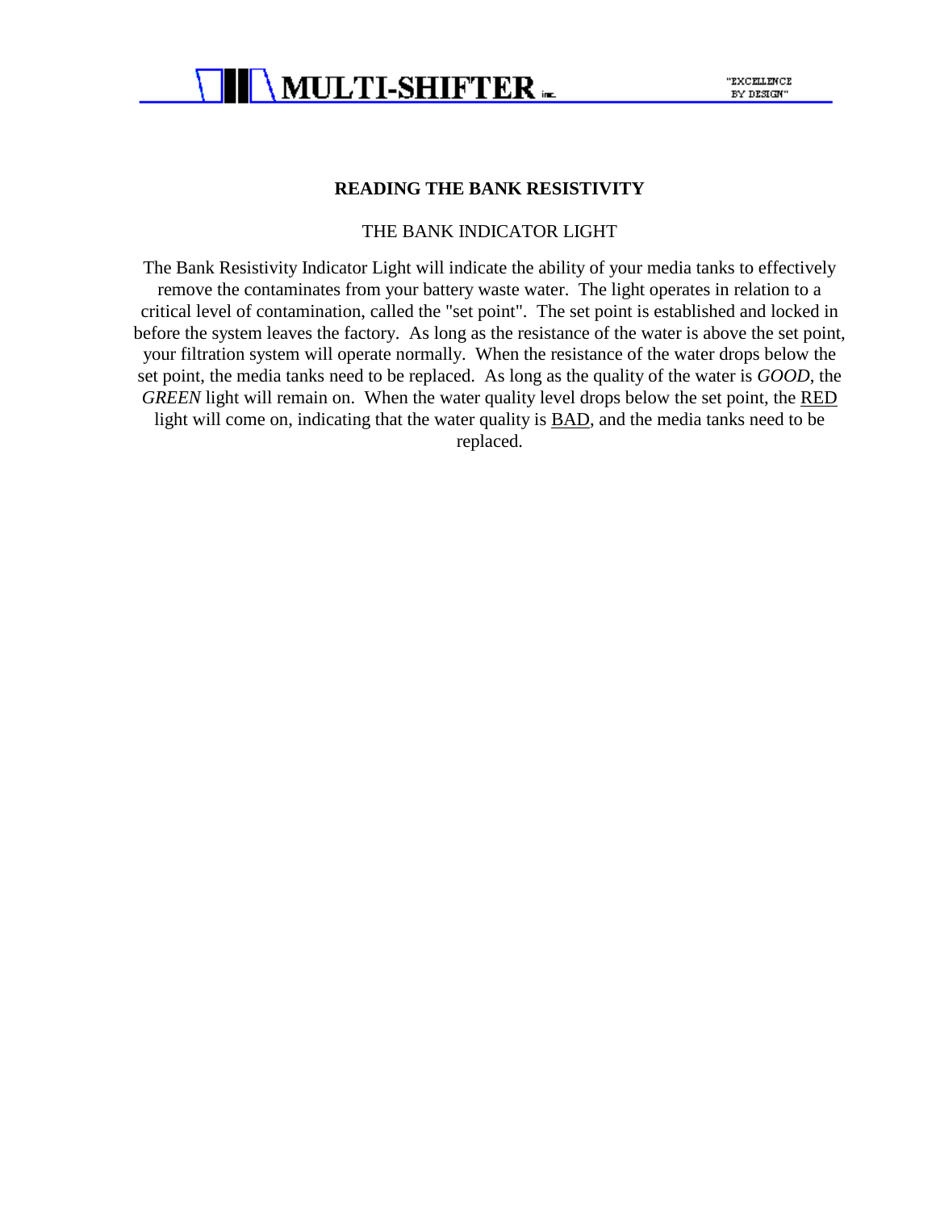## READING THE BANK RESISTIVITY

THE BANK INDICATOR LIGHT

The Bank Resistivity Indicator Light will indicate the ability of your media tanks to effectively remove the contaminates from your battery waste water. The light operates in relation to a critical level of contamination, called the "set point". The set point is established and locked in before the system leaves the factory. As long as the resistance of the water is above the set point, your filtration system will operate normally. When the resistance of the water drops below the set point, the media tanks need to be replaced. As long as the quality of the water is *GOOD*, the *GREEN* light will remain on. When the water quality level drops below the set point, the <u>RED</u> light will come on, indicating that the water quality is <u>BAD</u>, and the media tanks need to be replaced.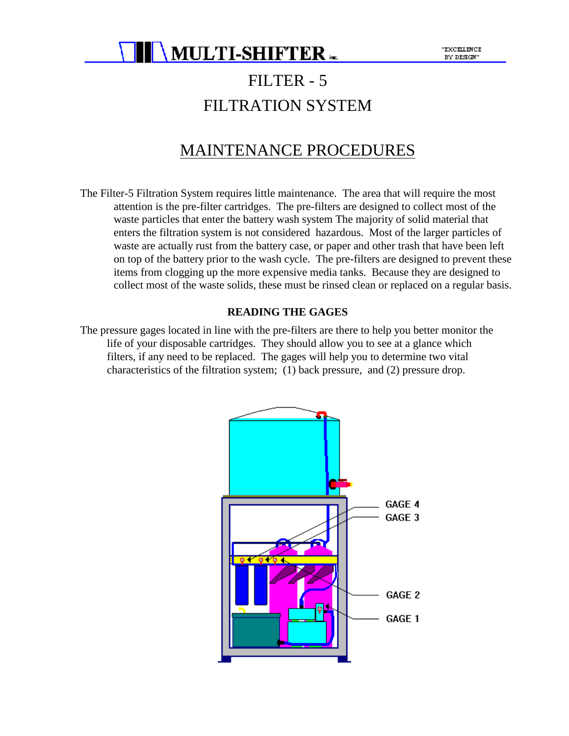# FILTER - 5

# FILTRATION SYSTEM

## MAINTENANCE PROCEDURES

The Filter-5 Filtration System requires little maintenance. The area that will require the most attention is the pre-filter cartridges. The pre-filters are designed to collect most of the waste particles that enter the battery wash system The majority of solid material that enters the filtration system is not considered hazardous. Most of the larger particles of waste are actually rust from the battery case, or paper and other trash that have been left on top of the battery prior to the wash cycle. The pre-filters are designed to prevent these items from clogging up the more expensive media tanks. Because they are designed to collect most of the waste solids, these must be rinsed clean or replaced on a regular basis.

### READING THE GAGES

The pressure gages located in line with the pre-filters are there to help you better monitor the life of your disposable cartridges. They should allow you to see at a glance which filters, if any need to be replaced. The gages will help you to determine two vital characteristics of the filtration system; (1) back pressure, and (2) pressure drop.

GAGE 4
GAGE 3
GAGE 2
GAGE 1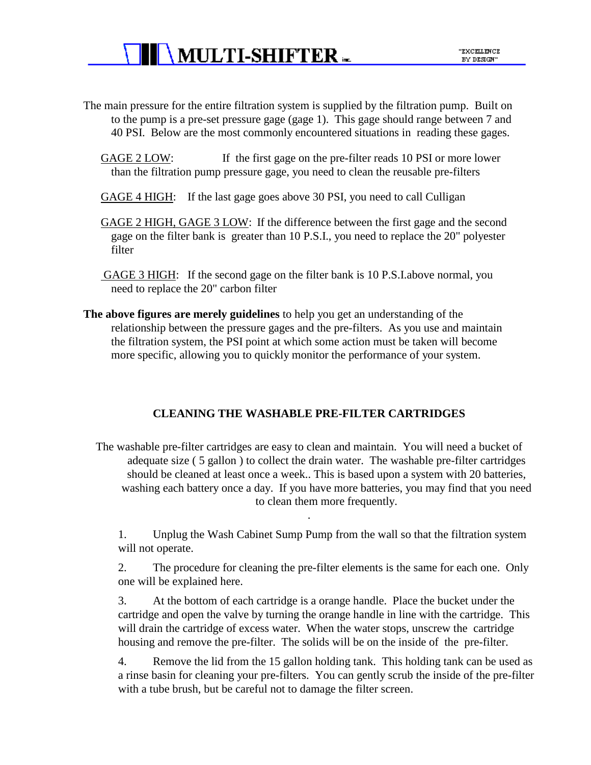The main pressure for the entire filtration system is supplied by the filtration pump. Built on to the pump is a pre-set pressure gage (gage 1). This gage should range between 7 and 40 PSI. Below are the most commonly encountered situations in reading these gages.

GAGE 2 LOW: If the first gage on the pre-filter reads 10 PSI or more lower than the filtration pump pressure gage, you need to clean the reusable pre-filters

GAGE 4 HIGH: If the last gage goes above 30 PSI, you need to call Culligan

GAGE 2 HIGH, GAGE 3 LOW: If the difference between the first gage and the second gage on the filter bank is greater than 10 P.S.I., you need to replace the 20" polyester filter

GAGE 3 HIGH: If the second gage on the filter bank is 10 P.S.I.above normal, you need to replace the 20" carbon filter

**The above figures are merely guidelines** to help you get an understanding of the relationship between the pressure gages and the pre-filters. As you use and maintain the filtration system, the PSI point at which some action must be taken will become more specific, allowing you to quickly monitor the performance of your system.

## CLEANING THE WASHABLE PRE-FILTER CARTRIDGES

The washable pre-filter cartridges are easy to clean and maintain. You will need a bucket of adequate size ( 5 gallon ) to collect the drain water. The washable pre-filter cartridges should be cleaned at least once a week.. This is based upon a system with 20 batteries, washing each battery once a day. If you have more batteries, you may find that you need to clean them more frequently.

1. Unplug the Wash Cabinet Sump Pump from the wall so that the filtration system will not operate.

2. The procedure for cleaning the pre-filter elements is the same for each one. Only one will be explained here.

3. At the bottom of each cartridge is a orange handle. Place the bucket under the cartridge and open the valve by turning the orange handle in line with the cartridge. This will drain the cartridge of excess water. When the water stops, unscrew the cartridge housing and remove the pre-filter. The solids will be on the inside of the pre-filter.

4. Remove the lid from the 15 gallon holding tank. This holding tank can be used as a rinse basin for cleaning your pre-filters. You can gently scrub the inside of the pre-filter with a tube brush, but be careful not to damage the filter screen.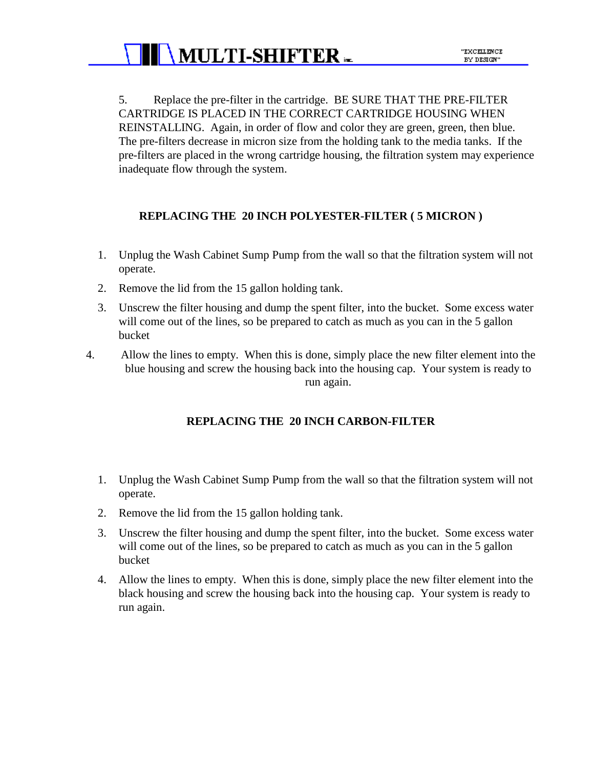5. Replace the pre-filter in the cartridge. BE SURE THAT THE PRE-FILTER CARTRIDGE IS PLACED IN THE CORRECT CARTRIDGE HOUSING WHEN REINSTALLING. Again, in order of flow and color they are green, green, then blue. The pre-filters decrease in micron size from the holding tank to the media tanks. If the pre-filters are placed in the wrong cartridge housing, the filtration system may experience inadequate flow through the system.

## REPLACING THE 20 INCH POLYESTER-FILTER ( 5 MICRON )

1. Unplug the Wash Cabinet Sump Pump from the wall so that the filtration system will not operate.
2. Remove the lid from the 15 gallon holding tank.
3. Unscrew the filter housing and dump the spent filter, into the bucket. Some excess water will come out of the lines, so be prepared to catch as much as you can in the 5 gallon bucket
4. Allow the lines to empty. When this is done, simply place the new filter element into the blue housing and screw the housing back into the housing cap. Your system is ready to run again.

## REPLACING THE 20 INCH CARBON-FILTER

1. Unplug the Wash Cabinet Sump Pump from the wall so that the filtration system will not operate.
2. Remove the lid from the 15 gallon holding tank.
3. Unscrew the filter housing and dump the spent filter, into the bucket. Some excess water will come out of the lines, so be prepared to catch as much as you can in the 5 gallon bucket
4. Allow the lines to empty. When this is done, simply place the new filter element into the black housing and screw the housing back into the housing cap. Your system is ready to run again.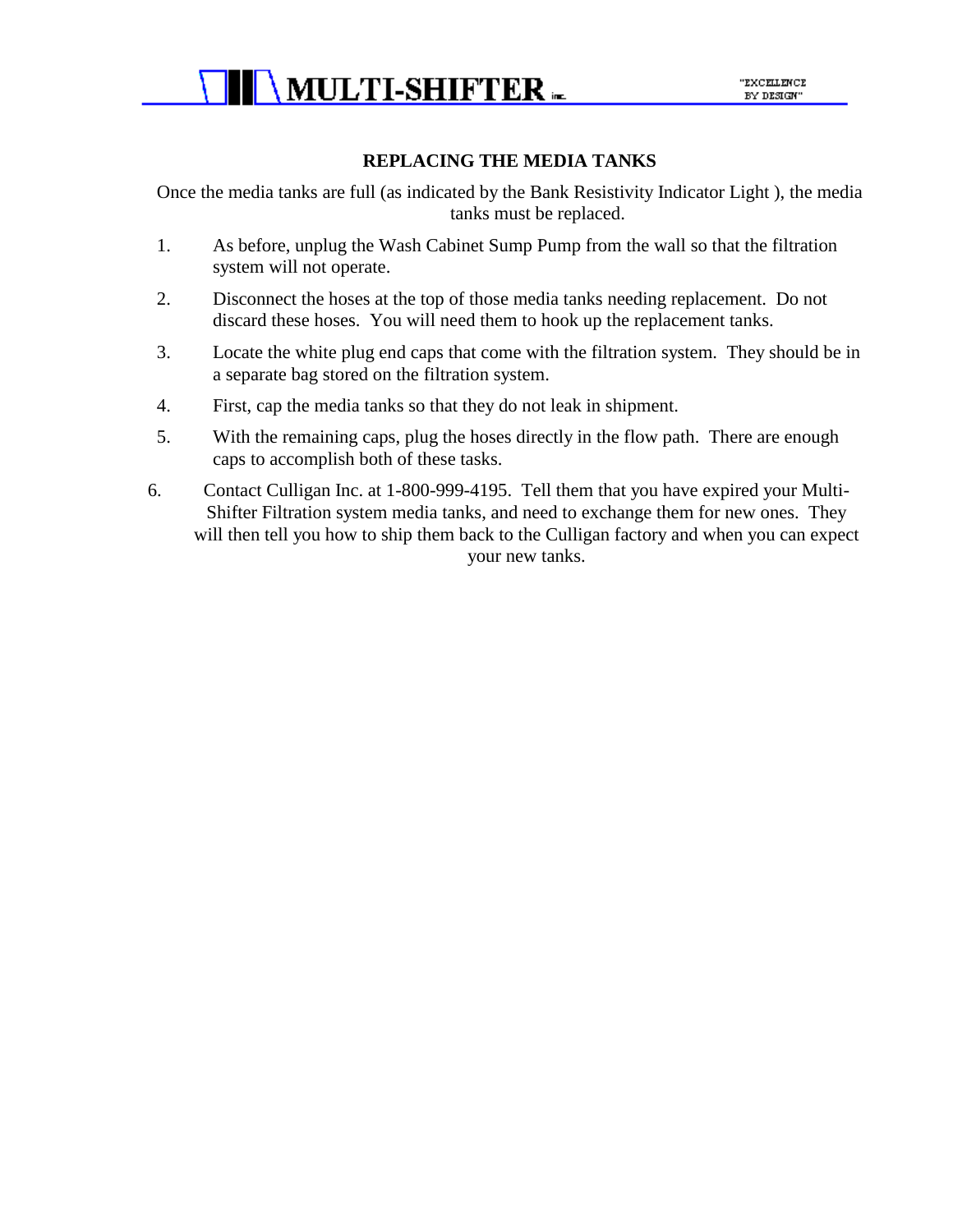## REPLACING THE MEDIA TANKS

Once the media tanks are full (as indicated by the Bank Resistivity Indicator Light ), the media tanks must be replaced.

1. As before, unplug the Wash Cabinet Sump Pump from the wall so that the filtration system will not operate.
2. Disconnect the hoses at the top of those media tanks needing replacement. Do not discard these hoses. You will need them to hook up the replacement tanks.
3. Locate the white plug end caps that come with the filtration system. They should be in a separate bag stored on the filtration system.
4. First, cap the media tanks so that they do not leak in shipment.
5. With the remaining caps, plug the hoses directly in the flow path. There are enough caps to accomplish both of these tasks.
6. Contact Culligan Inc. at 1-800-999-4195. Tell them that you have expired your Multi-Shifter Filtration system media tanks, and need to exchange them for new ones. They will then tell you how to ship them back to the Culligan factory and when you can expect your new tanks.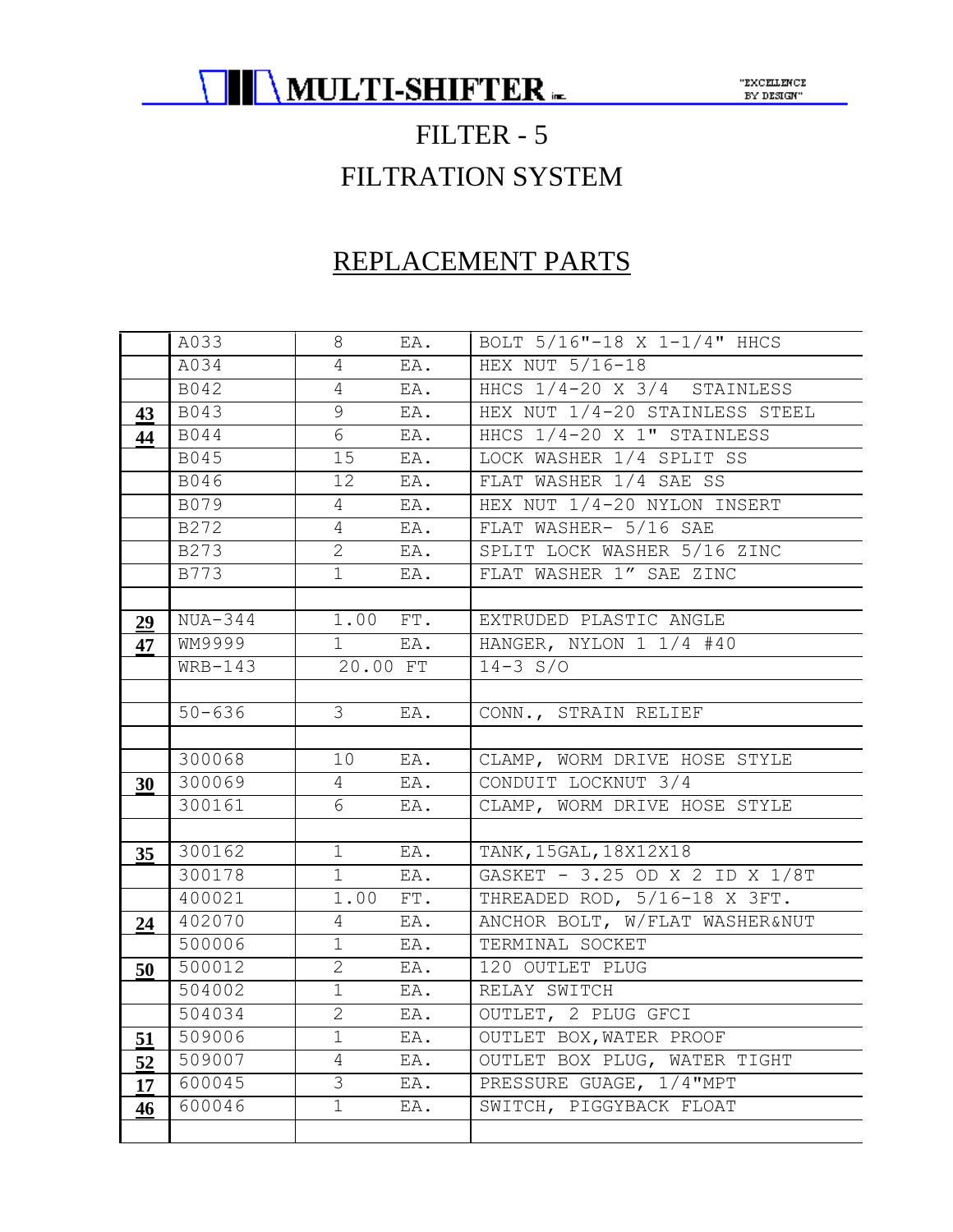MULTI-SHIFTER inc. "EXCELLENCE BY DESIGN"

# FILTER - 5

# FILTRATION SYSTEM

## REPLACEMENT PARTS

| | | | |
|---|---|---|---|
| | A033 | 8 EA. | BOLT 5/16"-18 X 1-1/4" HHCS |
| | A034 | 4 EA. | HEX NUT 5/16-18 |
| | B042 | 4 EA. | HHCS 1/4-20 X 3/4 STAINLESS |
| **43** | B043 | 9 EA. | HEX NUT 1/4-20 STAINLESS STEEL |
| **44** | B044 | 6 EA. | HHCS 1/4-20 X 1" STAINLESS |
| | B045 | 15 EA. | LOCK WASHER 1/4 SPLIT SS |
| | B046 | 12 EA. | FLAT WASHER 1/4 SAE SS |
| | B079 | 4 EA. | HEX NUT 1/4-20 NYLON INSERT |
| | B272 | 4 EA. | FLAT WASHER- 5/16 SAE |
| | B273 | 2 EA. | SPLIT LOCK WASHER 5/16 ZINC |
| | B773 | 1 EA. | FLAT WASHER 1" SAE ZINC |
| | | | |
| **29** | NUA-344 | 1.00 FT. | EXTRUDED PLASTIC ANGLE |
| **47** | WM9999 | 1 EA. | HANGER, NYLON 1 1/4 #40 |
| | WRB-143 | 20.00 FT | 14-3 S/O |
| | | | |
| | 50-636 | 3 EA. | CONN., STRAIN RELIEF |
| | | | |
| | 300068 | 10 EA. | CLAMP, WORM DRIVE HOSE STYLE |
| **30** | 300069 | 4 EA. | CONDUIT LOCKNUT 3/4 |
| | 300161 | 6 EA. | CLAMP, WORM DRIVE HOSE STYLE |
| | | | |
| **35** | 300162 | 1 EA. | TANK,15GAL,18X12X18 |
| | 300178 | 1 EA. | GASKET - 3.25 OD X 2 ID X 1/8T |
| | 400021 | 1.00 FT. | THREADED ROD, 5/16-18 X 3FT. |
| **24** | 402070 | 4 EA. | ANCHOR BOLT, W/FLAT WASHER&NUT |
| | 500006 | 1 EA. | TERMINAL SOCKET |
| **50** | 500012 | 2 EA. | 120 OUTLET PLUG |
| | 504002 | 1 EA. | RELAY SWITCH |
| | 504034 | 2 EA. | OUTLET, 2 PLUG GFCI |
| **51** | 509006 | 1 EA. | OUTLET BOX,WATER PROOF |
| **52** | 509007 | 4 EA. | OUTLET BOX PLUG, WATER TIGHT |
| **17** | 600045 | 3 EA. | PRESSURE GUAGE, 1/4"MPT |
| **46** | 600046 | 1 EA. | SWITCH, PIGGYBACK FLOAT |
| | | | |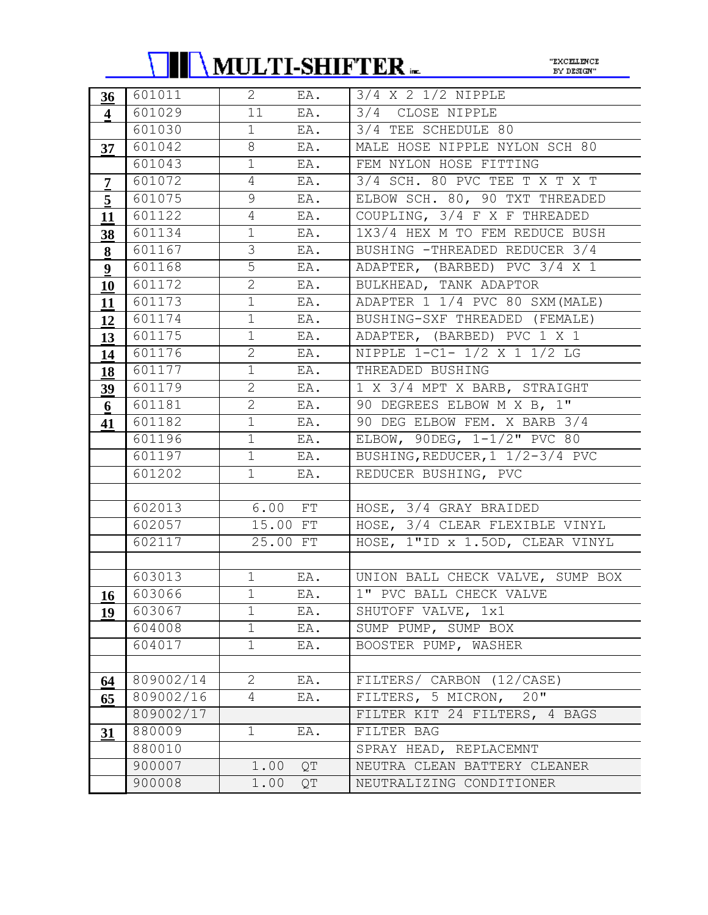MULTI-SHIFTER inc.

"EXCELLENCE BY DESIGN"

| | | | | |
|---|---|---|---|---|
| 36 | 601011 | 2 | EA. | 3/4 X 2 1/2 NIPPLE |
| 4 | 601029 | 11 | EA. | 3/4 CLOSE NIPPLE |
| | 601030 | 1 | EA. | 3/4 TEE SCHEDULE 80 |
| 37 | 601042 | 8 | EA. | MALE HOSE NIPPLE NYLON SCH 80 |
| | 601043 | 1 | EA. | FEM NYLON HOSE FITTING |
| 7 | 601072 | 4 | EA. | 3/4 SCH. 80 PVC TEE T X T X T |
| 5 | 601075 | 9 | EA. | ELBOW SCH. 80, 90 TXT THREADED |
| 11 | 601122 | 4 | EA. | COUPLING, 3/4 F X F THREADED |
| 38 | 601134 | 1 | EA. | 1X3/4 HEX M TO FEM REDUCE BUSH |
| 8 | 601167 | 3 | EA. | BUSHING -THREADED REDUCER 3/4 |
| 9 | 601168 | 5 | EA. | ADAPTER, (BARBED) PVC 3/4 X 1 |
| 10 | 601172 | 2 | EA. | BULKHEAD, TANK ADAPTOR |
| 11 | 601173 | 1 | EA. | ADAPTER 1 1/4 PVC 80 SXM(MALE) |
| 12 | 601174 | 1 | EA. | BUSHING-SXF THREADED (FEMALE) |
| 13 | 601175 | 1 | EA. | ADAPTER, (BARBED) PVC 1 X 1 |
| 14 | 601176 | 2 | EA. | NIPPLE 1-C1- 1/2 X 1 1/2 LG |
| 18 | 601177 | 1 | EA. | THREADED BUSHING |
| 39 | 601179 | 2 | EA. | 1 X 3/4 MPT X BARB, STRAIGHT |
| 6 | 601181 | 2 | EA. | 90 DEGREES ELBOW M X B, 1" |
| 41 | 601182 | 1 | EA. | 90 DEG ELBOW FEM. X BARB 3/4 |
| | 601196 | 1 | EA. | ELBOW, 90DEG, 1-1/2" PVC 80 |
| | 601197 | 1 | EA. | BUSHING,REDUCER,1 1/2-3/4 PVC |
| | 601202 | 1 | EA. | REDUCER BUSHING, PVC |
| | | | | |
| | 602013 | 6.00 | FT | HOSE, 3/4 GRAY BRAIDED |
| | 602057 | 15.00 | FT | HOSE, 3/4 CLEAR FLEXIBLE VINYL |
| | 602117 | 25.00 | FT | HOSE, 1"ID x 1.5OD, CLEAR VINYL |
| | | | | |
| | 603013 | 1 | EA. | UNION BALL CHECK VALVE, SUMP BOX |
| 16 | 603066 | 1 | EA. | 1" PVC BALL CHECK VALVE |
| 19 | 603067 | 1 | EA. | SHUTOFF VALVE, 1x1 |
| | 604008 | 1 | EA. | SUMP PUMP, SUMP BOX |
| | 604017 | 1 | EA. | BOOSTER PUMP, WASHER |
| | | | | |
| 64 | 809002/14 | 2 | EA. | FILTERS/ CARBON (12/CASE) |
| 65 | 809002/16 | 4 | EA. | FILTERS, 5 MICRON, 20" |
| | 809002/17 | | | FILTER KIT 24 FILTERS, 4 BAGS |
| 31 | 880009 | 1 | EA. | FILTER BAG |
| | 880010 | | | SPRAY HEAD, REPLACEMNT |
| | 900007 | 1.00 | QT | NEUTRA CLEAN BATTERY CLEANER |
| | 900008 | 1.00 | QT | NEUTRALIZING CONDITIONER |